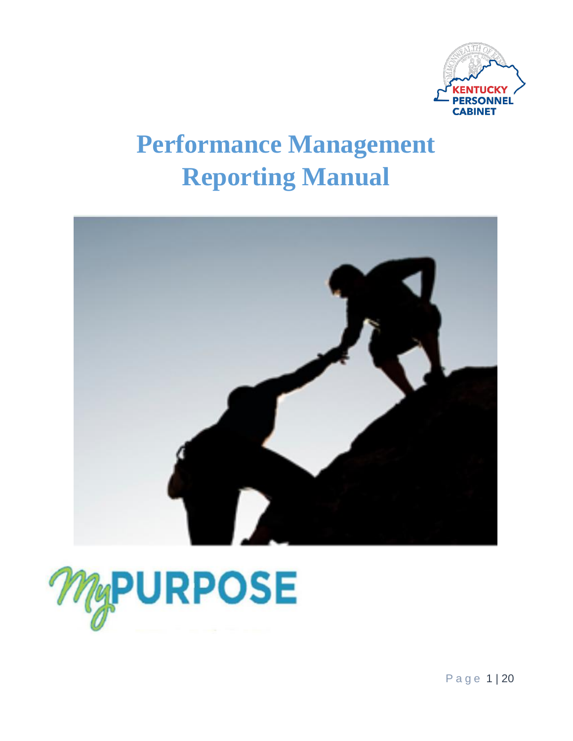KENTUCKY PERSONNEL CABINET

# Performance Management Reporting Manual

MyPURPOSE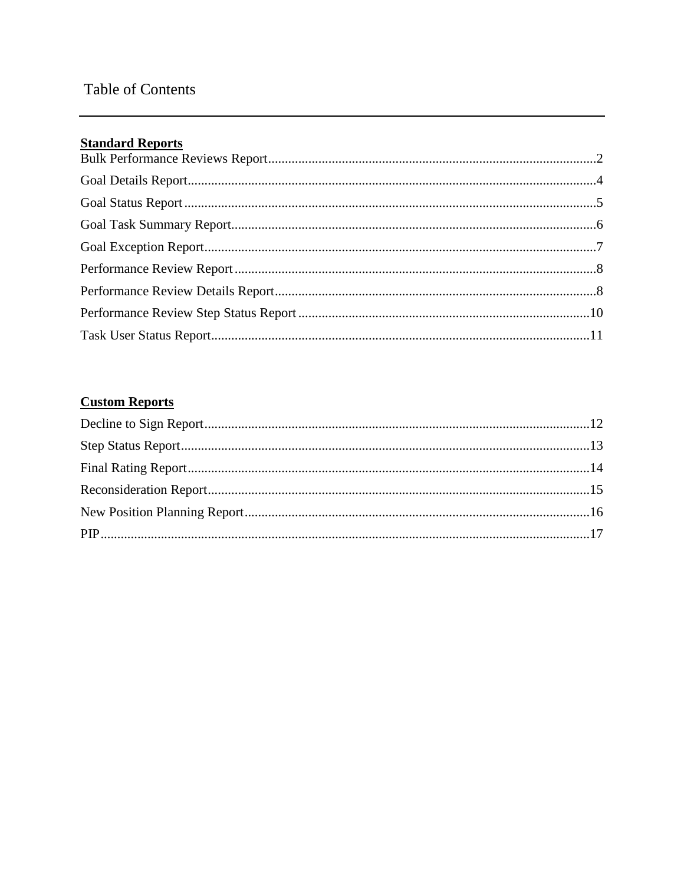# Table of Contents

---

**Standard Reports**

Bulk Performance Reviews Report.......................................................................................2

Goal Details Report...............................................................................................................4

Goal Status Report................................................................................................................5

Goal Task Summary Report..................................................................................................6

Goal Exception Report..........................................................................................................7

Performance Review Report..................................................................................................8

Performance Review Details Report.....................................................................................8

Performance Review Step Status Report.............................................................................10

Task User Status Report......................................................................................................11

**Custom Reports**

Decline to Sign Report........................................................................................................12

Step Status Report...............................................................................................................13

Final Rating Report.............................................................................................................14

Reconsideration Report.......................................................................................................15

New Position Planning Report............................................................................................16

PIP.......................................................................................................................................17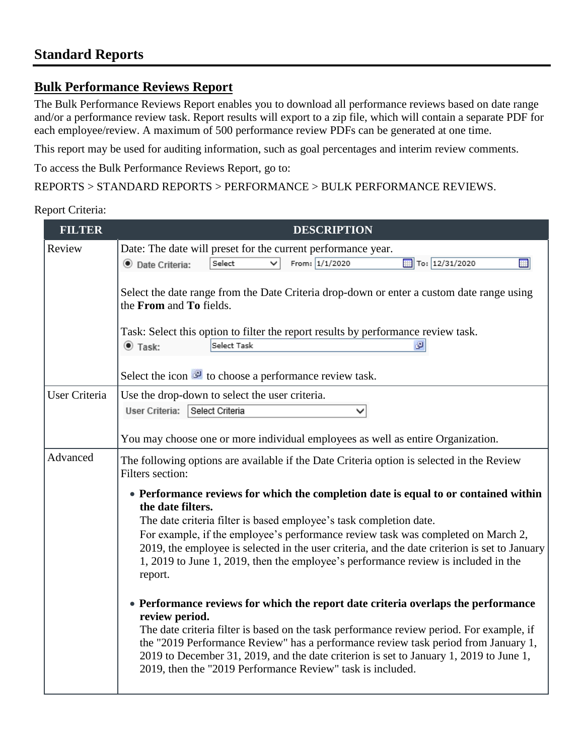# Standard Reports

## Bulk Performance Reviews Report

The Bulk Performance Reviews Report enables you to download all performance reviews based on date range and/or a performance review task. Report results will export to a zip file, which will contain a separate PDF for each employee/review. A maximum of 500 performance review PDFs can be generated at one time.

This report may be used for auditing information, such as goal percentages and interim review comments.

To access the Bulk Performance Reviews Report, go to:

REPORTS > STANDARD REPORTS > PERFORMANCE > BULK PERFORMANCE REVIEWS.

Report Criteria:

| FILTER | DESCRIPTION |
| --- | --- |
| Review | Date: The date will preset for the current performance year.<br>Date Criteria: Select From: 1/1/2020 To: 12/31/2020<br><br>Select the date range from the Date Criteria drop-down or enter a custom date range using the **From** and **To** fields.<br><br>Task: Select this option to filter the report results by performance review task.<br>Task: Select Task<br><br>Select the icon to choose a performance review task. |
| User Criteria | Use the drop-down to select the user criteria.<br>User Criteria: Select Criteria<br><br>You may choose one or more individual employees as well as entire Organization. |
| Advanced | The following options are available if the Date Criteria option is selected in the Review Filters section:<br><br>• **Performance reviews for which the completion date is equal to or contained within the date filters.**<br>The date criteria filter is based employee's task completion date.<br>For example, if the employee's performance review task was completed on March 2, 2019, the employee is selected in the user criteria, and the date criterion is set to January 1, 2019 to June 1, 2019, then the employee's performance review is included in the report.<br><br>• **Performance reviews for which the report date criteria overlaps the performance review period.**<br>The date criteria filter is based on the task performance review period. For example, if the "2019 Performance Review" has a performance review task period from January 1, 2019 to December 31, 2019, and the date criterion is set to January 1, 2019 to June 1, 2019, then the "2019 Performance Review" task is included. |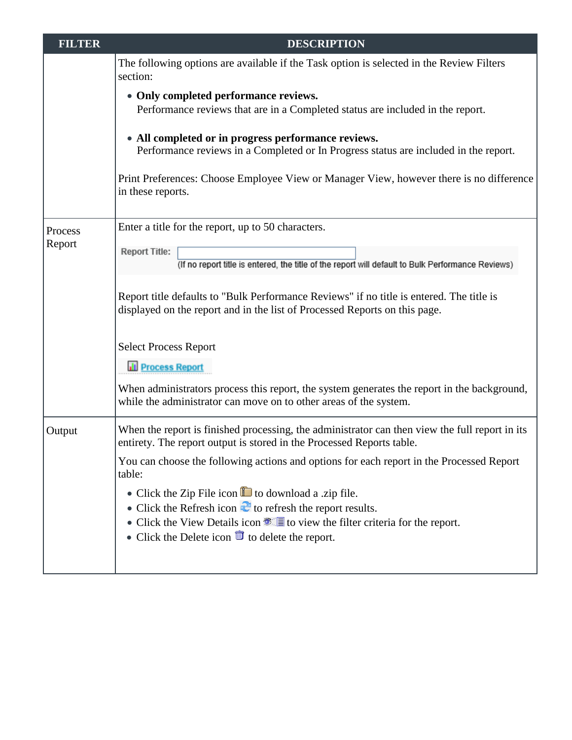| FILTER | DESCRIPTION |
| --- | --- |
| | The following options are available if the Task option is selected in the Review Filters section:<br>• **Only completed performance reviews.**<br>Performance reviews that are in a Completed status are included in the report.<br>• **All completed or in progress performance reviews.**<br>Performance reviews in a Completed or In Progress status are included in the report.<br><br>Print Preferences: Choose Employee View or Manager View, however there is no difference in these reports. |
| Process Report | Enter a title for the report, up to 50 characters.<br><br>Report Title:<br>(If no report title is entered, the title of the report will default to Bulk Performance Reviews)<br><br>Report title defaults to "Bulk Performance Reviews" if no title is entered. The title is displayed on the report and in the list of Processed Reports on this page.<br><br>Select Process Report<br><br>Process Report<br><br>When administrators process this report, the system generates the report in the background, while the administrator can move on to other areas of the system. |
| Output | When the report is finished processing, the administrator can then view the full report in its entirety. The report output is stored in the Processed Reports table.<br><br>You can choose the following actions and options for each report in the Processed Report table:<br>• Click the Zip File icon to download a .zip file.<br>• Click the Refresh icon to refresh the report results.<br>• Click the View Details icon to view the filter criteria for the report.<br>• Click the Delete icon to delete the report. |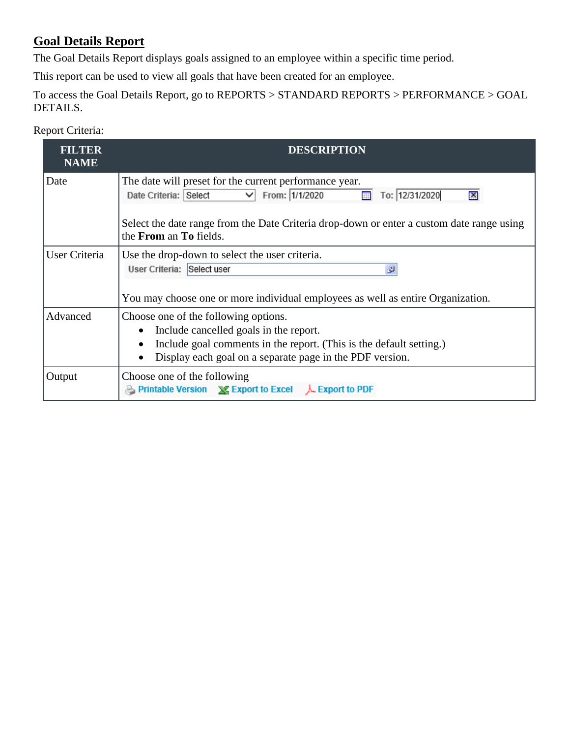## Goal Details Report

The Goal Details Report displays goals assigned to an employee within a specific time period.

This report can be used to view all goals that have been created for an employee.

To access the Goal Details Report, go to REPORTS > STANDARD REPORTS > PERFORMANCE > GOAL DETAILS.

Report Criteria:

| FILTER NAME | DESCRIPTION |
|---|---|
| Date | The date will preset for the current performance year.<br>Date Criteria: Select From: 1/1/2020 To: 12/31/2020<br><br>Select the date range from the Date Criteria drop-down or enter a custom date range using the **From** an **To** fields. |
| User Criteria | Use the drop-down to select the user criteria.<br>User Criteria: Select user<br><br>You may choose one or more individual employees as well as entire Organization. |
| Advanced | Choose one of the following options.<br>• Include cancelled goals in the report.<br>• Include goal comments in the report. (This is the default setting.)<br>• Display each goal on a separate page in the PDF version. |
| Output | Choose one of the following<br>Printable Version Export to Excel Export to PDF |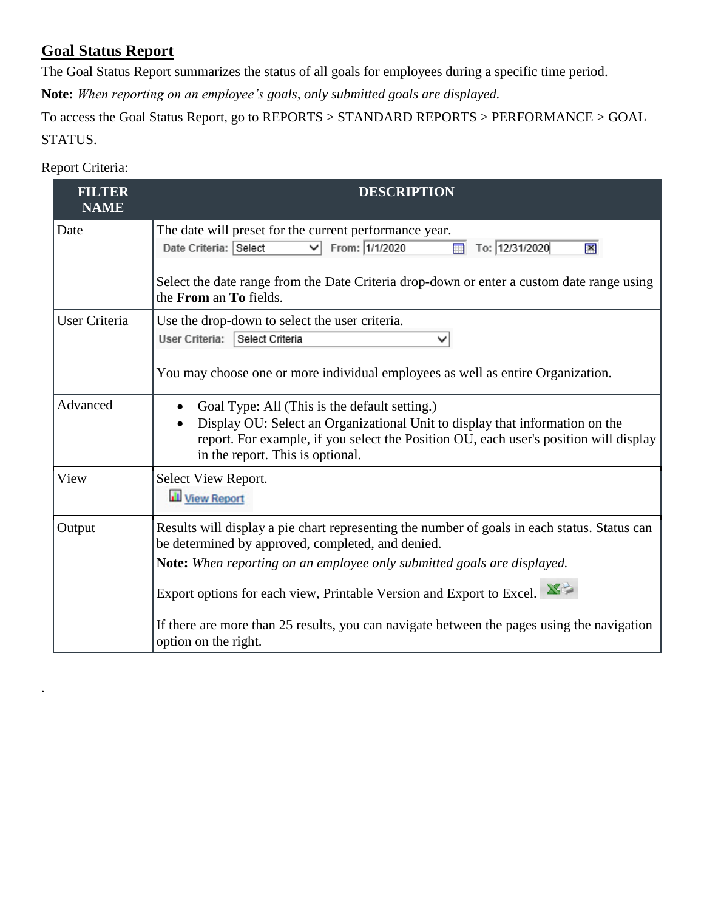## Goal Status Report

The Goal Status Report summarizes the status of all goals for employees during a specific time period.

**Note:** *When reporting on an employee's goals, only submitted goals are displayed.*

To access the Goal Status Report, go to REPORTS > STANDARD REPORTS > PERFORMANCE > GOAL STATUS.

Report Criteria:

| FILTER NAME | DESCRIPTION |
|---|---|
| Date | The date will preset for the current performance year.<br>Date Criteria: Select From: 1/1/2020 To: 12/31/2020<br><br>Select the date range from the Date Criteria drop-down or enter a custom date range using the **From** an **To** fields. |
| User Criteria | Use the drop-down to select the user criteria.<br>User Criteria: Select Criteria<br><br>You may choose one or more individual employees as well as entire Organization. |
| Advanced | • Goal Type: All (This is the default setting.)<br>• Display OU: Select an Organizational Unit to display that information on the report. For example, if you select the Position OU, each user's position will display in the report. This is optional. |
| View | Select View Report.<br>View Report |
| Output | Results will display a pie chart representing the number of goals in each status. Status can be determined by approved, completed, and denied.<br>**Note:** *When reporting on an employee only submitted goals are displayed.*<br><br>Export options for each view, Printable Version and Export to Excel.<br><br>If there are more than 25 results, you can navigate between the pages using the navigation option on the right. |

.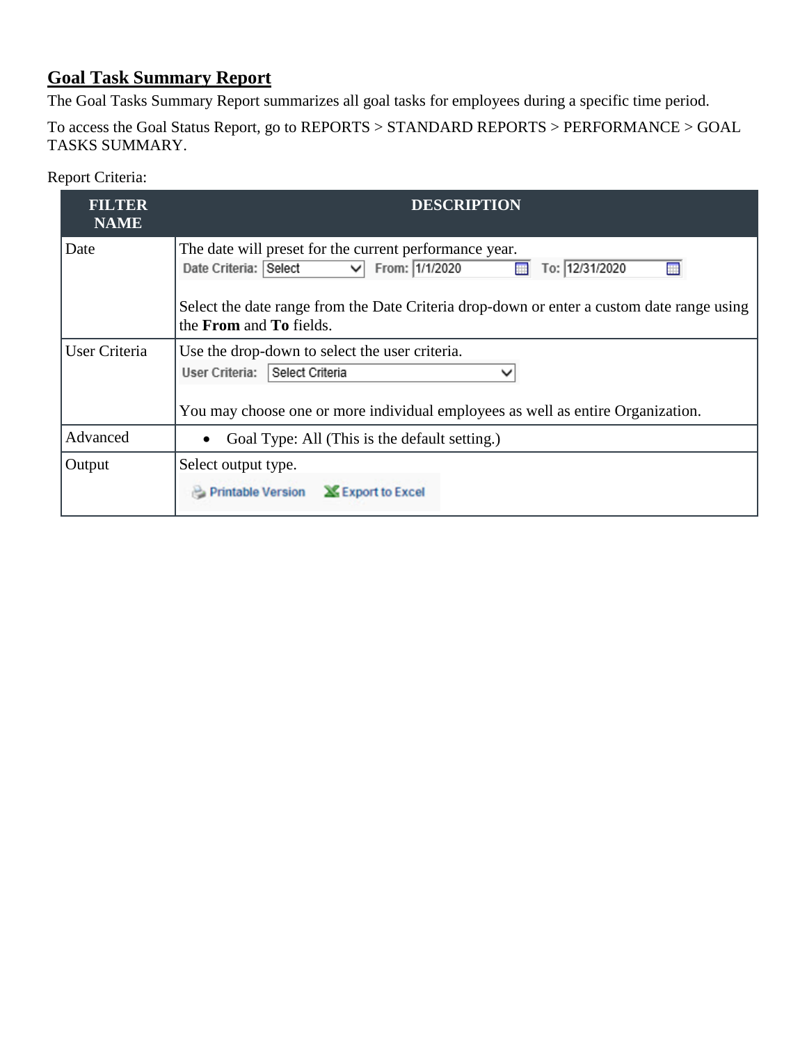## Goal Task Summary Report

The Goal Tasks Summary Report summarizes all goal tasks for employees during a specific time period.

To access the Goal Status Report, go to REPORTS > STANDARD REPORTS > PERFORMANCE > GOAL TASKS SUMMARY.

Report Criteria:

| FILTER NAME | DESCRIPTION |
|---|---|
| Date | The date will preset for the current performance year.<br>Date Criteria: Select From: 1/1/2020 To: 12/31/2020<br><br>Select the date range from the Date Criteria drop-down or enter a custom date range using the **From** and **To** fields. |
| User Criteria | Use the drop-down to select the user criteria.<br>User Criteria: Select Criteria<br><br>You may choose one or more individual employees as well as entire Organization. |
| Advanced | • Goal Type: All (This is the default setting.) |
| Output | Select output type.<br>Printable Version Export to Excel |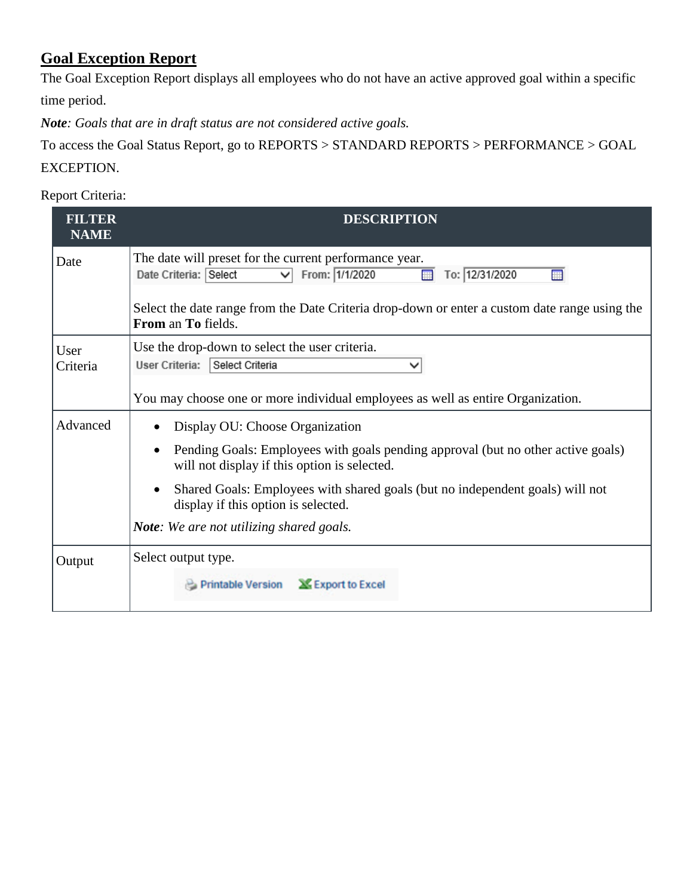## Goal Exception Report

The Goal Exception Report displays all employees who do not have an active approved goal within a specific time period.

***Note**: Goals that are in draft status are not considered active goals.*

To access the Goal Status Report, go to REPORTS > STANDARD REPORTS > PERFORMANCE > GOAL EXCEPTION.

Report Criteria:

| FILTER NAME | DESCRIPTION |
|---|---|
| Date | The date will preset for the current performance year.<br>Date Criteria: Select From: 1/1/2020 To: 12/31/2020<br><br>Select the date range from the Date Criteria drop-down or enter a custom date range using the **From** an **To** fields. |
| User Criteria | Use the drop-down to select the user criteria.<br>User Criteria: Select Criteria<br><br>You may choose one or more individual employees as well as entire Organization. |
| Advanced | • Display OU: Choose Organization<br>• Pending Goals: Employees with goals pending approval (but no other active goals) will not display if this option is selected.<br>• Shared Goals: Employees with shared goals (but no independent goals) will not display if this option is selected.<br>***Note**: We are not utilizing shared goals.* |
| Output | Select output type.<br>Printable Version Export to Excel |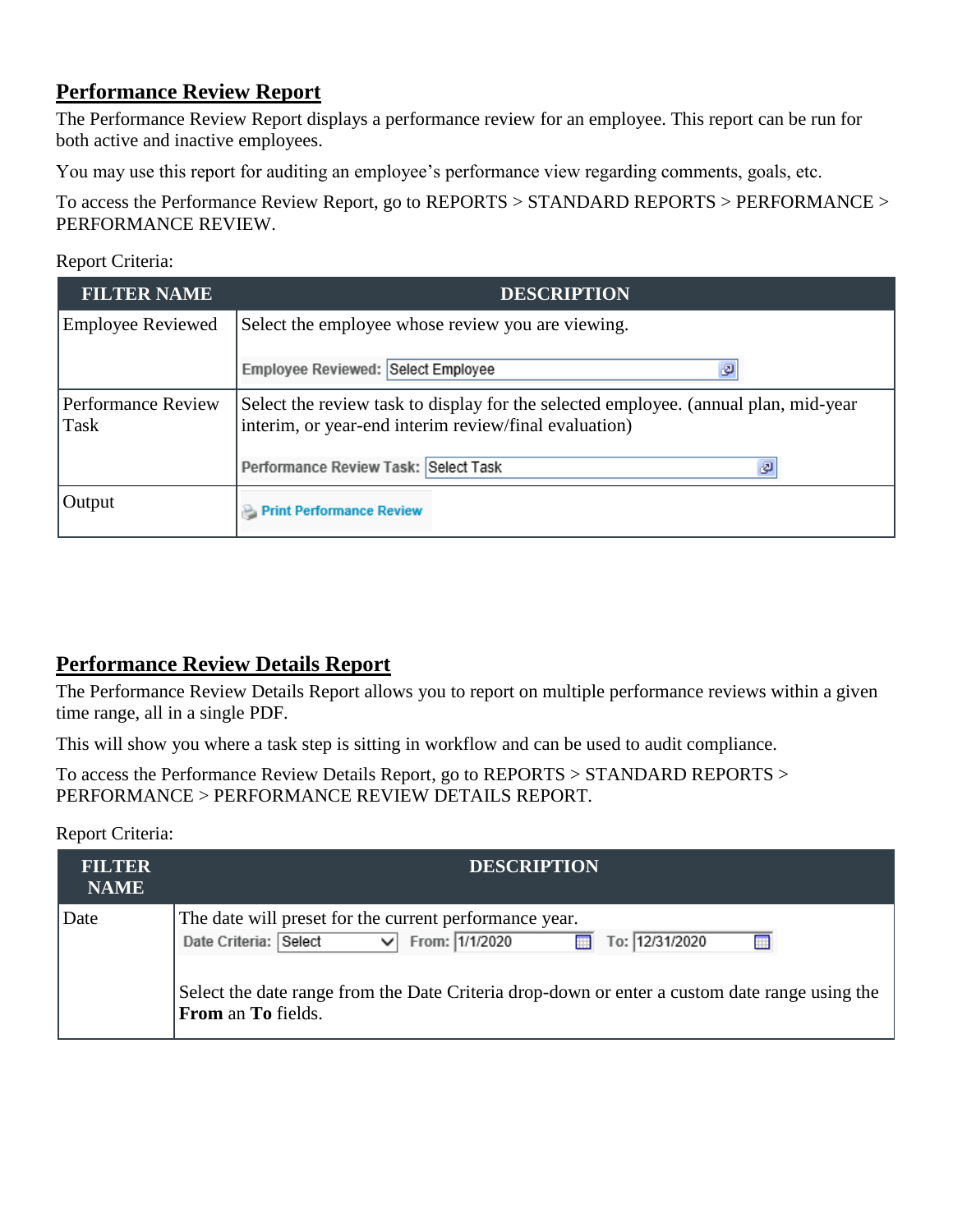## Performance Review Report

The Performance Review Report displays a performance review for an employee. This report can be run for both active and inactive employees.

You may use this report for auditing an employee's performance view regarding comments, goals, etc.

To access the Performance Review Report, go to REPORTS > STANDARD REPORTS > PERFORMANCE > PERFORMANCE REVIEW.

Report Criteria:

| FILTER NAME | DESCRIPTION |
|---|---|
| Employee Reviewed | Select the employee whose review you are viewing.<br><br>Employee Reviewed: Select Employee |
| Performance Review Task | Select the review task to display for the selected employee. (annual plan, mid-year interim, or year-end interim review/final evaluation)<br><br>Performance Review Task: Select Task |
| Output | Print Performance Review |

## Performance Review Details Report

The Performance Review Details Report allows you to report on multiple performance reviews within a given time range, all in a single PDF.

This will show you where a task step is sitting in workflow and can be used to audit compliance.

To access the Performance Review Details Report, go to REPORTS > STANDARD REPORTS > PERFORMANCE > PERFORMANCE REVIEW DETAILS REPORT.

Report Criteria:

| FILTER NAME | DESCRIPTION |
|---|---|
| Date | The date will preset for the current performance year.<br>Date Criteria: Select From: 1/1/2020 To: 12/31/2020<br><br>Select the date range from the Date Criteria drop-down or enter a custom date range using the **From** an **To** fields. |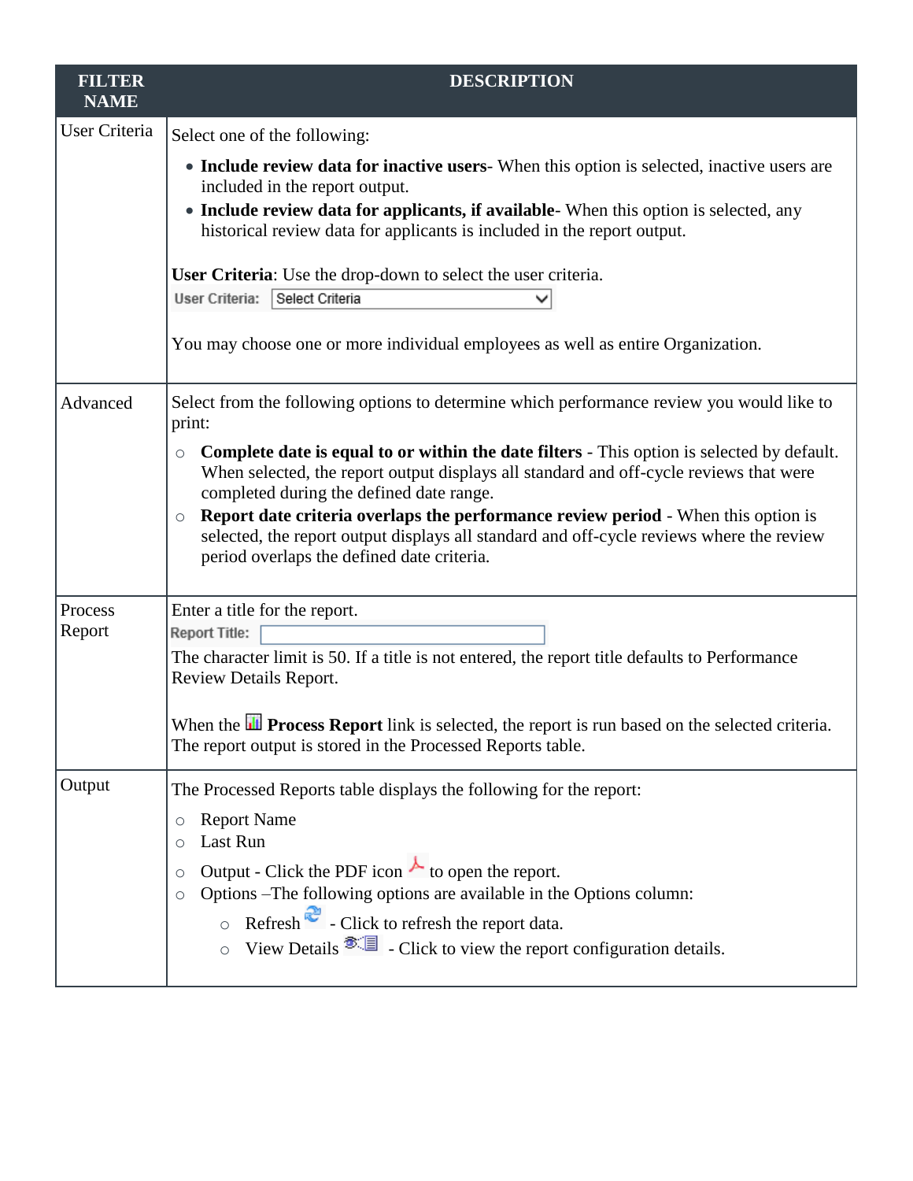| FILTER NAME | DESCRIPTION |
|---|---|
| User Criteria | Select one of the following:<br>• **Include review data for inactive users**- When this option is selected, inactive users are included in the report output.<br>• **Include review data for applicants, if available**- When this option is selected, any historical review data for applicants is included in the report output.<br><br>**User Criteria**: Use the drop-down to select the user criteria.<br>User Criteria: Select Criteria<br><br>You may choose one or more individual employees as well as entire Organization. |
| Advanced | Select from the following options to determine which performance review you would like to print:<br>○ **Complete date is equal to or within the date filters** - This option is selected by default. When selected, the report output displays all standard and off-cycle reviews that were completed during the defined date range.<br>○ **Report date criteria overlaps the performance review period** - When this option is selected, the report output displays all standard and off-cycle reviews where the review period overlaps the defined date criteria. |
| Process Report | Enter a title for the report.<br>Report Title:<br>The character limit is 50. If a title is not entered, the report title defaults to Performance Review Details Report.<br><br>When the **Process Report** link is selected, the report is run based on the selected criteria. The report output is stored in the Processed Reports table. |
| Output | The Processed Reports table displays the following for the report:<br>○ Report Name<br>○ Last Run<br>○ Output - Click the PDF icon to open the report.<br>○ Options –The following options are available in the Options column:<br>&nbsp;&nbsp;&nbsp;&nbsp;○ Refresh - Click to refresh the report data.<br>&nbsp;&nbsp;&nbsp;&nbsp;○ View Details - Click to view the report configuration details. |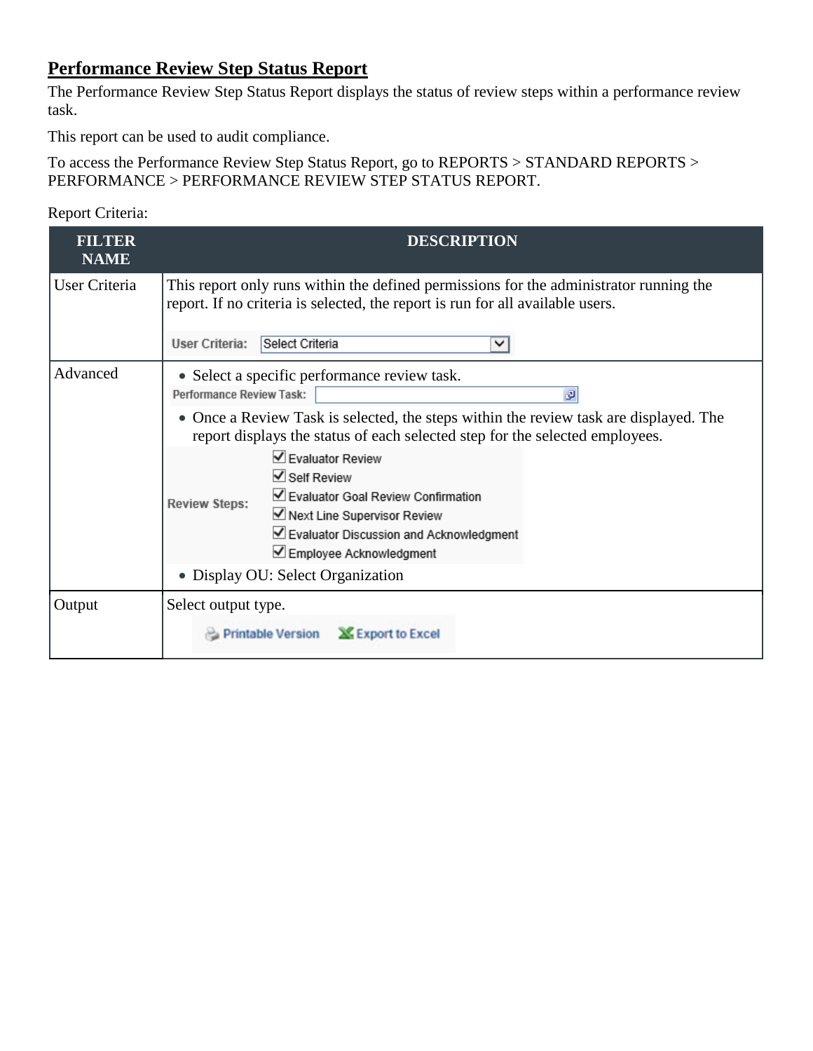## Performance Review Step Status Report

The Performance Review Step Status Report displays the status of review steps within a performance review task.

This report can be used to audit compliance.

To access the Performance Review Step Status Report, go to REPORTS > STANDARD REPORTS > PERFORMANCE > PERFORMANCE REVIEW STEP STATUS REPORT.

Report Criteria:

| FILTER NAME | DESCRIPTION |
|---|---|
| User Criteria | This report only runs within the defined permissions for the administrator running the report. If no criteria is selected, the report is run for all available users.<br><br>User Criteria: Select Criteria |
| Advanced | • Select a specific performance review task.<br>Performance Review Task:<br>• Once a Review Task is selected, the steps within the review task are displayed. The report displays the status of each selected step for the selected employees.<br>Review Steps: ☑ Evaluator Review ☑ Self Review ☑ Evaluator Goal Review Confirmation ☑ Next Line Supervisor Review ☑ Evaluator Discussion and Acknowledgment ☑ Employee Acknowledgment<br>• Display OU: Select Organization |
| Output | Select output type.<br>Printable Version  Export to Excel |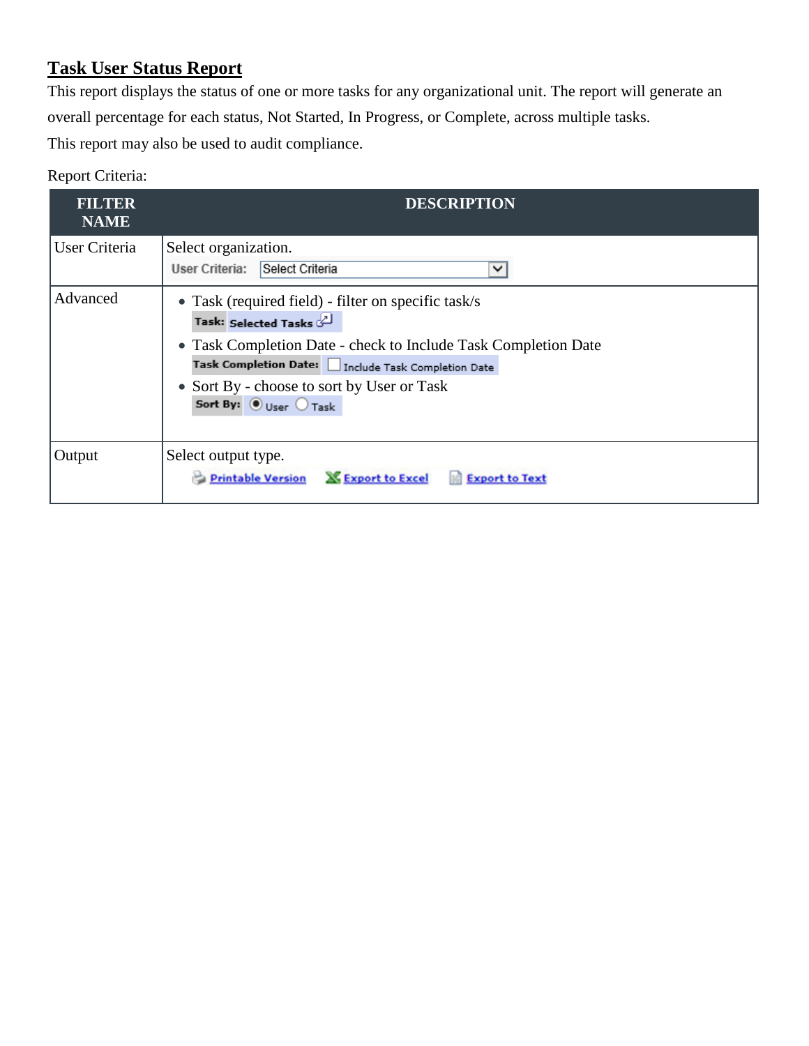## Task User Status Report

This report displays the status of one or more tasks for any organizational unit. The report will generate an overall percentage for each status, Not Started, In Progress, or Complete, across multiple tasks.

This report may also be used to audit compliance.

Report Criteria:

| FILTER NAME | DESCRIPTION |
|---|---|
| User Criteria | Select organization.<br>User Criteria: Select Criteria |
| Advanced | • Task (required field) - filter on specific task/s<br>Task: Selected Tasks<br>• Task Completion Date - check to Include Task Completion Date<br>Task Completion Date: Include Task Completion Date<br>• Sort By - choose to sort by User or Task<br>Sort By: User Task |
| Output | Select output type.<br>Printable Version Export to Excel Export to Text |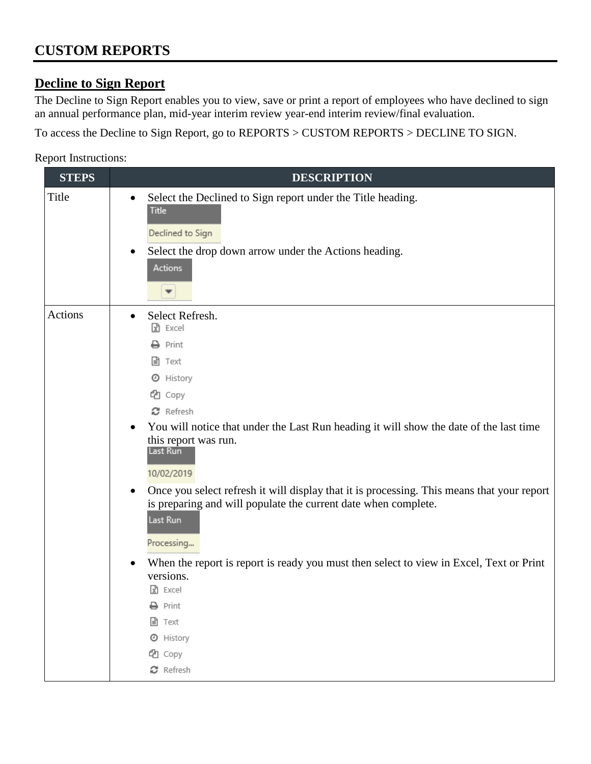# CUSTOM REPORTS

## Decline to Sign Report

The Decline to Sign Report enables you to view, save or print a report of employees who have declined to sign an annual performance plan, mid-year interim review year-end interim review/final evaluation.

To access the Decline to Sign Report, go to REPORTS > CUSTOM REPORTS > DECLINE TO SIGN.

Report Instructions:

| STEPS | DESCRIPTION |
|---|---|
| Title | • Select the Declined to Sign report under the Title heading.<br>Title<br>Declined to Sign<br>• Select the drop down arrow under the Actions heading.<br>Actions |
| Actions | • Select Refresh.<br>Excel<br>Print<br>Text<br>History<br>Copy<br>Refresh<br>• You will notice that under the Last Run heading it will show the date of the last time this report was run.<br>Last Run<br>10/02/2019<br>• Once you select refresh it will display that it is processing. This means that your report is preparing and will populate the current date when complete.<br>Last Run<br>Processing...<br>• When the report is report is ready you must then select to view in Excel, Text or Print versions.<br>Excel<br>Print<br>Text<br>History<br>Copy<br>Refresh |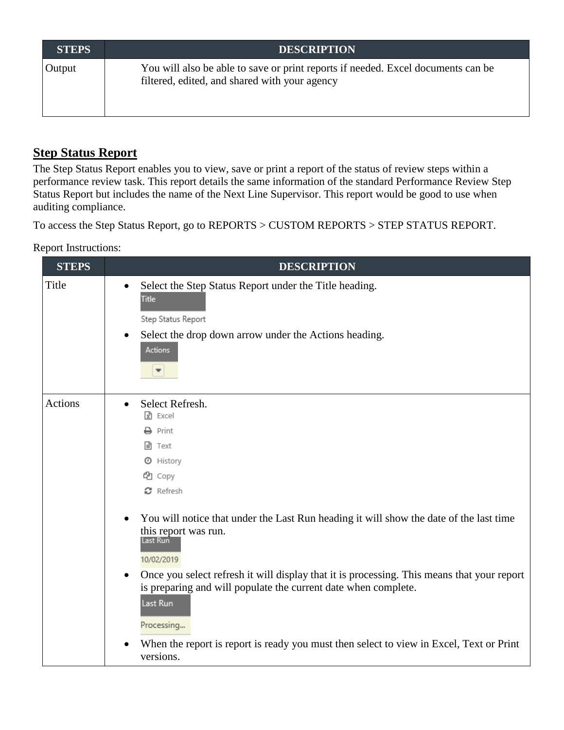| STEPS | DESCRIPTION |
|---|---|
| Output | You will also be able to save or print reports if needed. Excel documents can be filtered, edited, and shared with your agency |

## Step Status Report

The Step Status Report enables you to view, save or print a report of the status of review steps within a performance review task. This report details the same information of the standard Performance Review Step Status Report but includes the name of the Next Line Supervisor. This report would be good to use when auditing compliance.

To access the Step Status Report, go to REPORTS > CUSTOM REPORTS > STEP STATUS REPORT.

Report Instructions:

| STEPS | DESCRIPTION |
|---|---|
| Title | • Select the Step Status Report under the Title heading.<br>Title<br>Step Status Report<br>• Select the drop down arrow under the Actions heading.<br>Actions |
| Actions | • Select Refresh.<br>Excel<br>Print<br>Text<br>History<br>Copy<br>Refresh<br>• You will notice that under the Last Run heading it will show the date of the last time this report was run.<br>Last Run<br>10/02/2019<br>• Once you select refresh it will display that it is processing. This means that your report is preparing and will populate the current date when complete.<br>Last Run<br>Processing...<br>• When the report is report is ready you must then select to view in Excel, Text or Print versions. |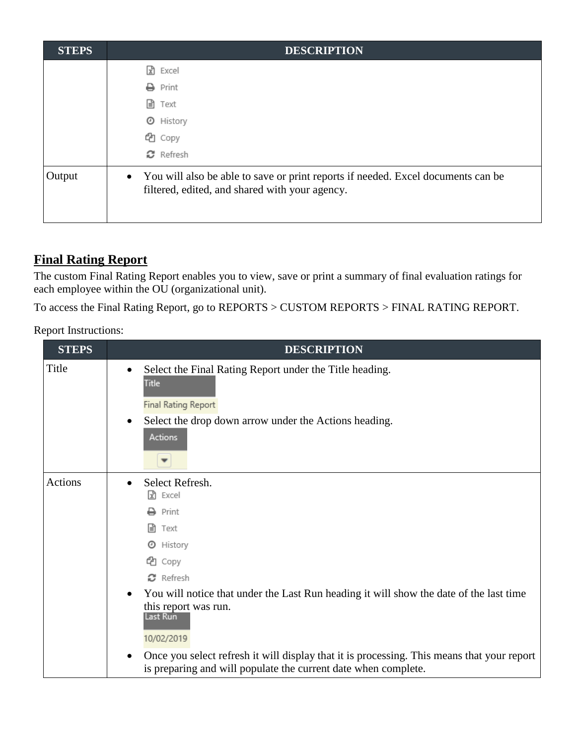| STEPS | DESCRIPTION |
|---|---|
| | Excel<br>Print<br>Text<br>History<br>Copy<br>Refresh |
| Output | • You will also be able to save or print reports if needed. Excel documents can be filtered, edited, and shared with your agency. |

## Final Rating Report

The custom Final Rating Report enables you to view, save or print a summary of final evaluation ratings for each employee within the OU (organizational unit).

To access the Final Rating Report, go to REPORTS > CUSTOM REPORTS > FINAL RATING REPORT.

Report Instructions:

| STEPS | DESCRIPTION |
|---|---|
| Title | • Select the Final Rating Report under the Title heading.<br>Title<br>Final Rating Report<br>• Select the drop down arrow under the Actions heading.<br>Actions |
| Actions | • Select Refresh.<br>Excel<br>Print<br>Text<br>History<br>Copy<br>Refresh<br>• You will notice that under the Last Run heading it will show the date of the last time this report was run.<br>Last Run<br>10/02/2019<br>• Once you select refresh it will display that it is processing. This means that your report is preparing and will populate the current date when complete. |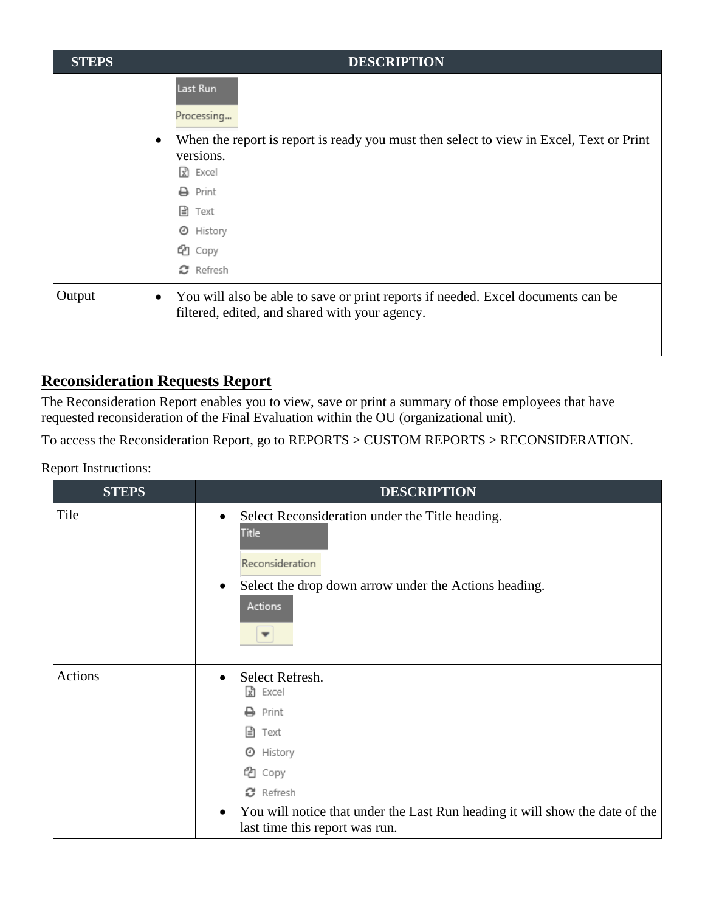| STEPS | DESCRIPTION |
| --- | --- |
| | Last Run<br>Processing...<br>• When the report is report is ready you must then select to view in Excel, Text or Print versions.<br>Excel<br>Print<br>Text<br>History<br>Copy<br>Refresh |
| Output | • You will also be able to save or print reports if needed. Excel documents can be filtered, edited, and shared with your agency. |

## Reconsideration Requests Report

The Reconsideration Report enables you to view, save or print a summary of those employees that have requested reconsideration of the Final Evaluation within the OU (organizational unit).

To access the Reconsideration Report, go to REPORTS > CUSTOM REPORTS > RECONSIDERATION.

Report Instructions:

| STEPS | DESCRIPTION |
| --- | --- |
| Tile | • Select Reconsideration under the Title heading.<br>Title<br>Reconsideration<br>• Select the drop down arrow under the Actions heading.<br>Actions |
| Actions | • Select Refresh.<br>Excel<br>Print<br>Text<br>History<br>Copy<br>Refresh<br>• You will notice that under the Last Run heading it will show the date of the last time this report was run. |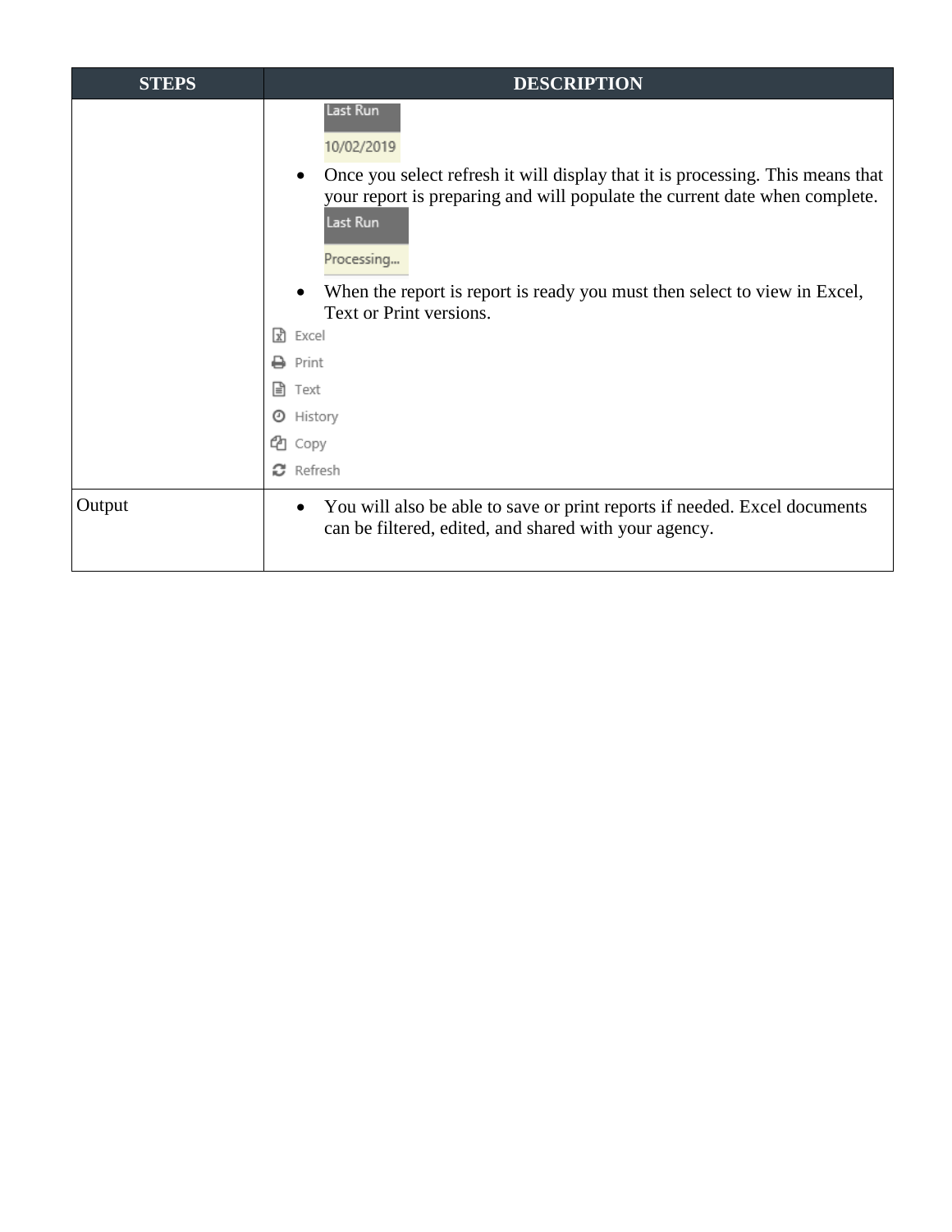| STEPS | DESCRIPTION |
|---|---|
| | Last Run<br>10/02/2019<br>• Once you select refresh it will display that it is processing. This means that your report is preparing and will populate the current date when complete.<br>Last Run<br>Processing...<br>• When the report is report is ready you must then select to view in Excel, Text or Print versions.<br>Excel<br>Print<br>Text<br>History<br>Copy<br>Refresh |
| Output | • You will also be able to save or print reports if needed. Excel documents can be filtered, edited, and shared with your agency. |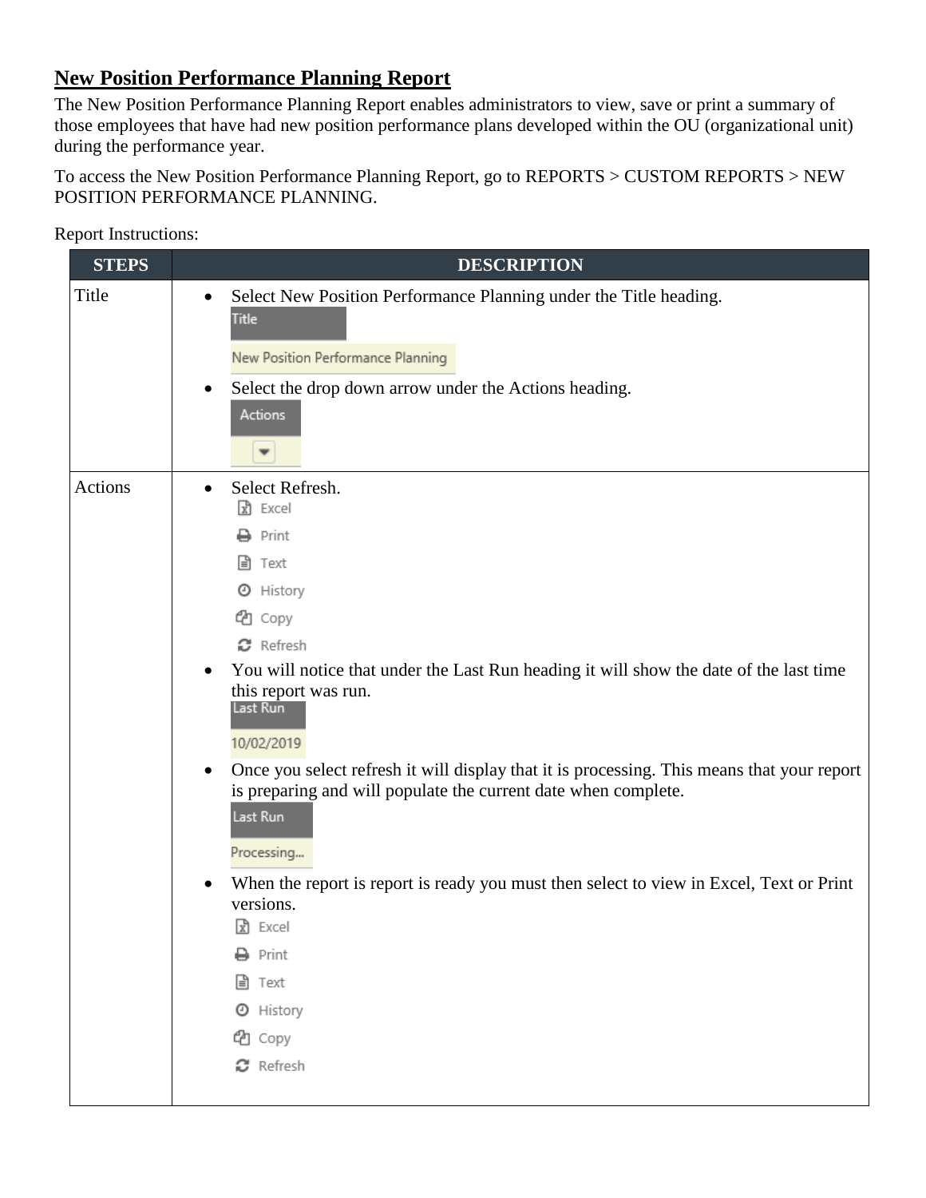## New Position Performance Planning Report

The New Position Performance Planning Report enables administrators to view, save or print a summary of those employees that have had new position performance plans developed within the OU (organizational unit) during the performance year.

To access the New Position Performance Planning Report, go to REPORTS > CUSTOM REPORTS > NEW POSITION PERFORMANCE PLANNING.

Report Instructions:

| STEPS | DESCRIPTION |
|---|---|
| Title | • Select New Position Performance Planning under the Title heading.<br>Title<br>New Position Performance Planning<br>• Select the drop down arrow under the Actions heading.<br>Actions |
| Actions | • Select Refresh.<br>Excel<br>Print<br>Text<br>History<br>Copy<br>Refresh<br>• You will notice that under the Last Run heading it will show the date of the last time this report was run.<br>Last Run<br>10/02/2019<br>• Once you select refresh it will display that it is processing. This means that your report is preparing and will populate the current date when complete.<br>Last Run<br>Processing...<br>• When the report is report is ready you must then select to view in Excel, Text or Print versions.<br>Excel<br>Print<br>Text<br>History<br>Copy<br>Refresh |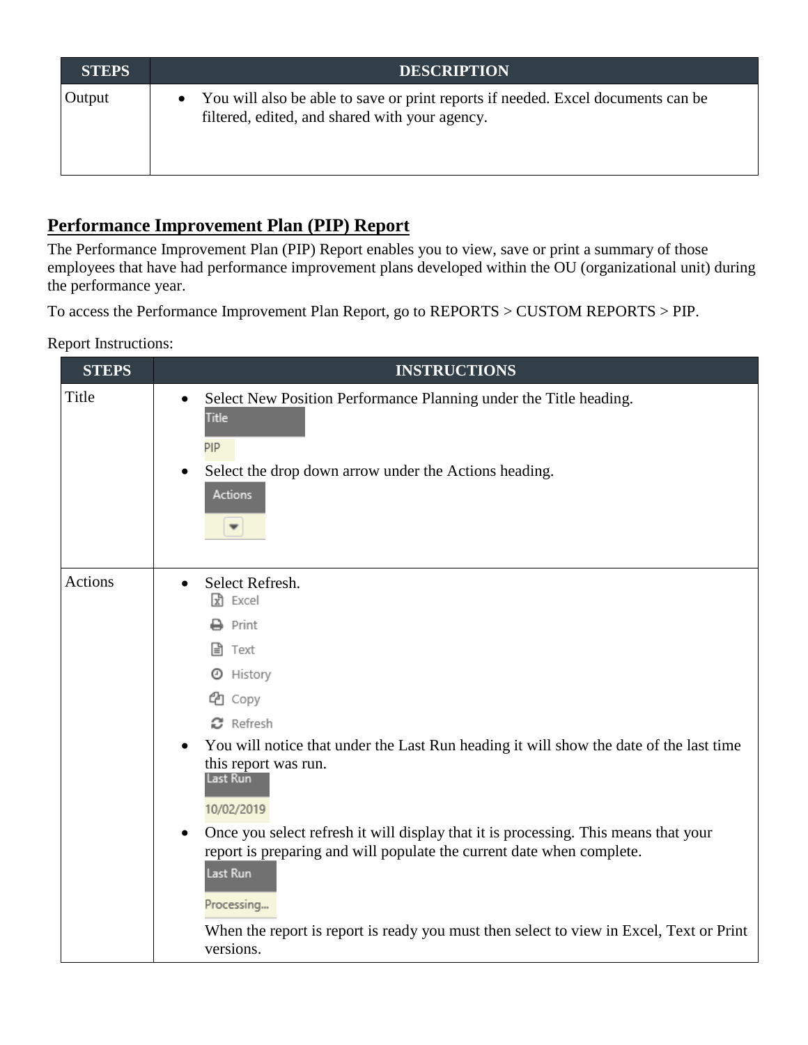| STEPS | DESCRIPTION |
| --- | --- |
| Output | • You will also be able to save or print reports if needed. Excel documents can be filtered, edited, and shared with your agency. |

## Performance Improvement Plan (PIP) Report

The Performance Improvement Plan (PIP) Report enables you to view, save or print a summary of those employees that have had performance improvement plans developed within the OU (organizational unit) during the performance year.

To access the Performance Improvement Plan Report, go to REPORTS > CUSTOM REPORTS > PIP.

Report Instructions:

| STEPS | INSTRUCTIONS |
| --- | --- |
| Title | • Select New Position Performance Planning under the Title heading.<br>Title<br>PIP<br>• Select the drop down arrow under the Actions heading.<br>Actions |
| Actions | • Select Refresh.<br>Excel<br>Print<br>Text<br>History<br>Copy<br>Refresh<br>• You will notice that under the Last Run heading it will show the date of the last time this report was run.<br>Last Run<br>10/02/2019<br>• Once you select refresh it will display that it is processing. This means that your report is preparing and will populate the current date when complete.<br>Last Run<br>Processing...<br>When the report is report is ready you must then select to view in Excel, Text or Print versions. |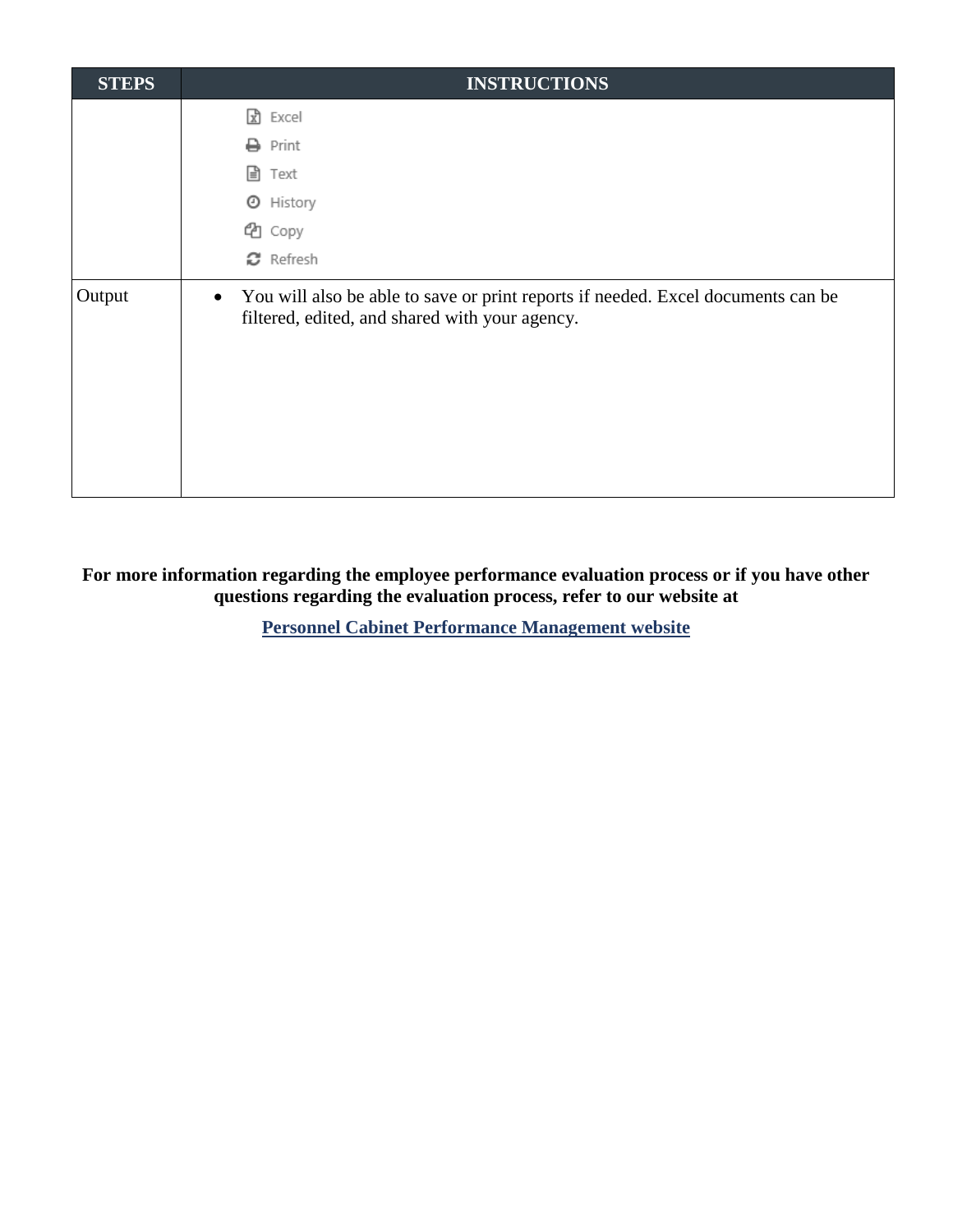| STEPS | INSTRUCTIONS |
| --- | --- |
| | Excel<br>Print<br>Text<br>History<br>Copy<br>Refresh |
| Output | • You will also be able to save or print reports if needed. Excel documents can be filtered, edited, and shared with your agency. |

**For more information regarding the employee performance evaluation process or if you have other questions regarding the evaluation process, refer to our website at**

**Personnel Cabinet Performance Management website**